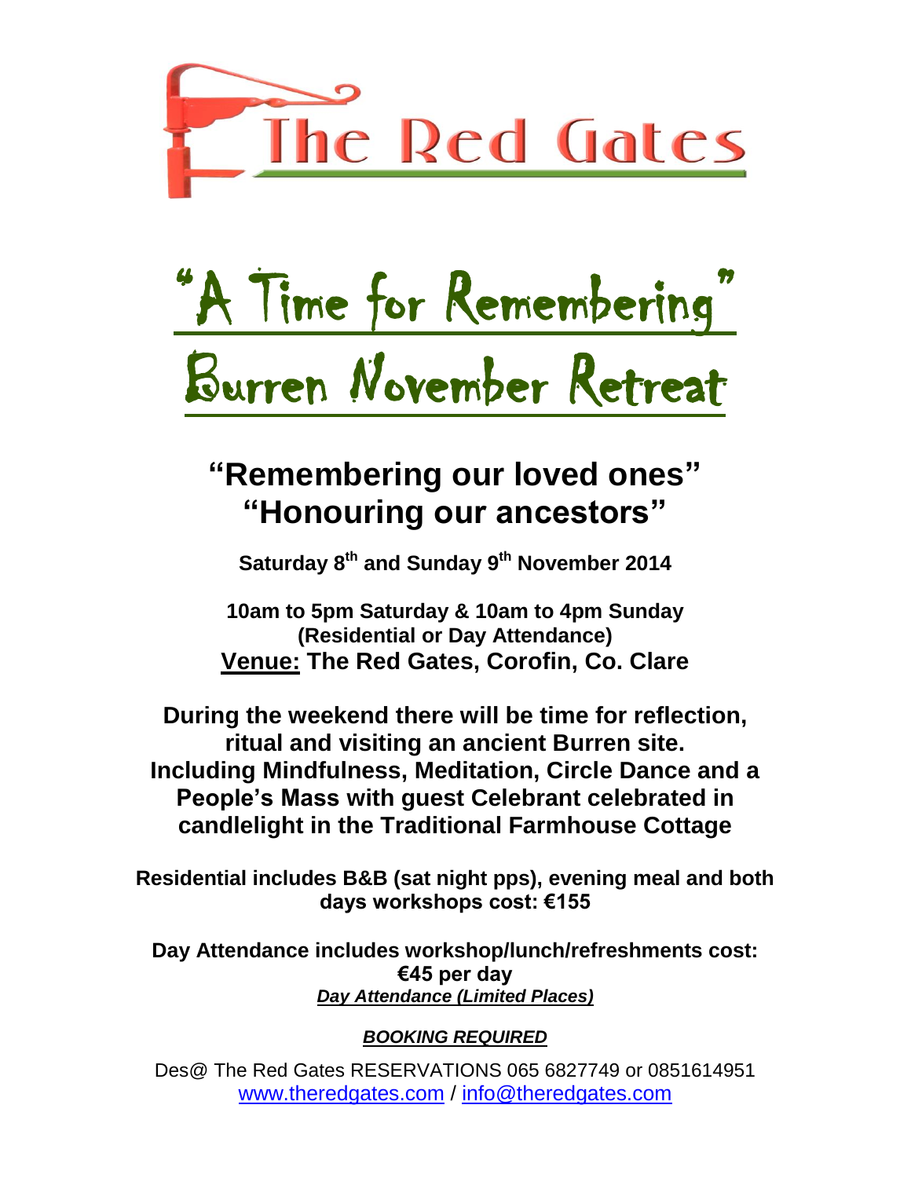# The Red Gates

# "A Time for Remembering"

# Burren November Retreat

## "Remembering our loved ones" "Honouring our ancestors"

**Saturday 8th and Sunday 9th November 2014**

**10am to 5pm Saturday & 10am to 4pm Sunday**
**(Residential or Day Attendance)**
**<u>Venue:</u> The Red Gates, Corofin, Co. Clare**

**During the weekend there will be time for reflection, ritual and visiting an ancient Burren site. Including Mindfulness, Meditation, Circle Dance and a People's Mass with guest Celebrant celebrated in candlelight in the Traditional Farmhouse Cottage**

**Residential includes B&B (sat night pps), evening meal and both days workshops cost: €155**

**Day Attendance includes workshop/lunch/refreshments cost: €45 per day**
***<u>Day Attendance (Limited Places)</u>***

***<u>BOOKING REQUIRED</u>***

Des@ The Red Gates RESERVATIONS 065 6827749 or 0851614951
www.theredgates.com / info@theredgates.com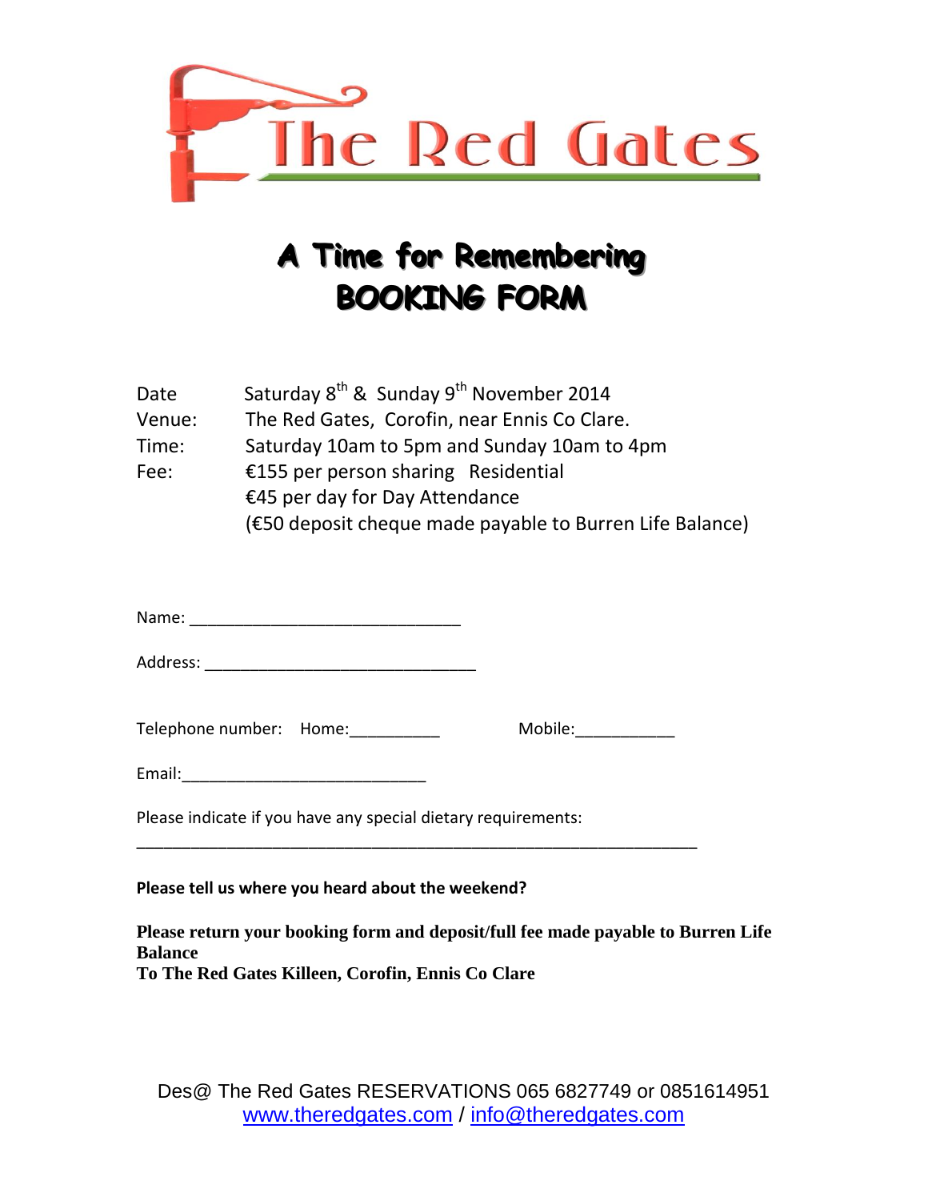# The Red Gates

# A Time for Remembering
# BOOKING FORM

| | |
|---|---|
| Date | Saturday 8th & Sunday 9th November 2014 |
| Venue: | The Red Gates, Corofin, near Ennis Co Clare. |
| Time: | Saturday 10am to 5pm and Sunday 10am to 4pm |
| Fee: | €155 per person sharing Residential |
| | €45 per day for Day Attendance |
| | (€50 deposit cheque made payable to Burren Life Balance) |

Name: ______________________________

Address: ______________________________

Telephone number: Home:__________ Mobile:___________

Email:___________________________

Please indicate if you have any special dietary requirements:

______________________________________________________________

**Please tell us where you heard about the weekend?**

**Please return your booking form and deposit/full fee made payable to Burren Life Balance**
**To The Red Gates Killeen, Corofin, Ennis Co Clare**

Des@ The Red Gates RESERVATIONS 065 6827749 or 0851614951
www.theredgates.com / info@theredgates.com